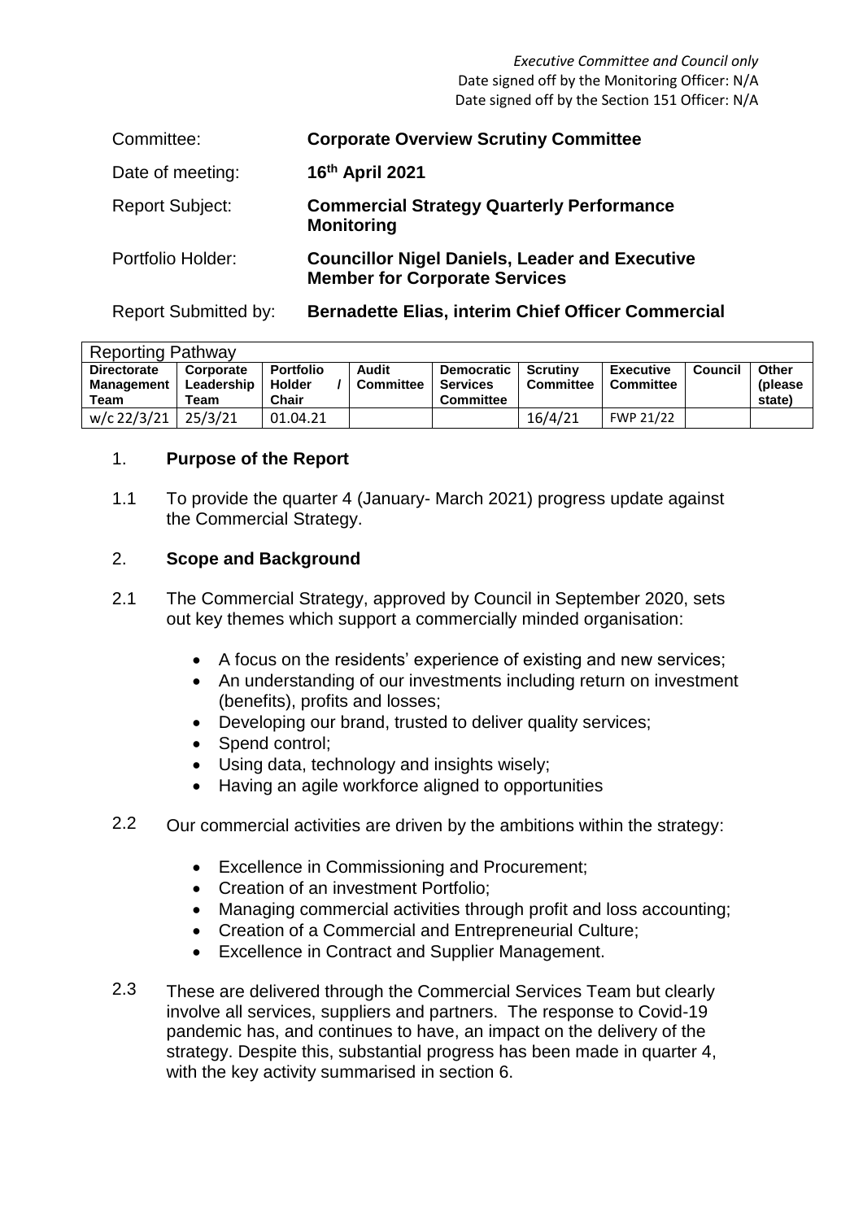*Executive Committee and Council only*
Date signed off by the Monitoring Officer: N/A
Date signed off by the Section 151 Officer: N/A

| | |
|---|---|
| Committee: | **Corporate Overview Scrutiny Committee** |
| Date of meeting: | **16th April 2021** |
| Report Subject: | **Commercial Strategy Quarterly Performance Monitoring** |
| Portfolio Holder: | **Councillor Nigel Daniels, Leader and Executive Member for Corporate Services** |
| Report Submitted by: | **Bernadette Elias, interim Chief Officer Commercial** |

| Reporting Pathway | | | | | | | | |
|---|---|---|---|---|---|---|---|---|
| **Directorate Management Team** | **Corporate Leadership Team** | **Portfolio Holder / Chair** | **Audit Committee** | **Democratic Services Committee** | **Scrutiny Committee** | **Executive Committee** | **Council** | **Other (please state)** |
| w/c 22/3/21 | 25/3/21 | 01.04.21 | | | 16/4/21 | FWP 21/22 | | |

## 1. Purpose of the Report

1.1 To provide the quarter 4 (January- March 2021) progress update against the Commercial Strategy.

## 2. Scope and Background

2.1 The Commercial Strategy, approved by Council in September 2020, sets out key themes which support a commercially minded organisation:

- A focus on the residents' experience of existing and new services;
- An understanding of our investments including return on investment (benefits), profits and losses;
- Developing our brand, trusted to deliver quality services;
- Spend control;
- Using data, technology and insights wisely;
- Having an agile workforce aligned to opportunities

2.2 Our commercial activities are driven by the ambitions within the strategy:

- Excellence in Commissioning and Procurement;
- Creation of an investment Portfolio;
- Managing commercial activities through profit and loss accounting;
- Creation of a Commercial and Entrepreneurial Culture;
- Excellence in Contract and Supplier Management.

2.3 These are delivered through the Commercial Services Team but clearly involve all services, suppliers and partners. The response to Covid-19 pandemic has, and continues to have, an impact on the delivery of the strategy. Despite this, substantial progress has been made in quarter 4, with the key activity summarised in section 6.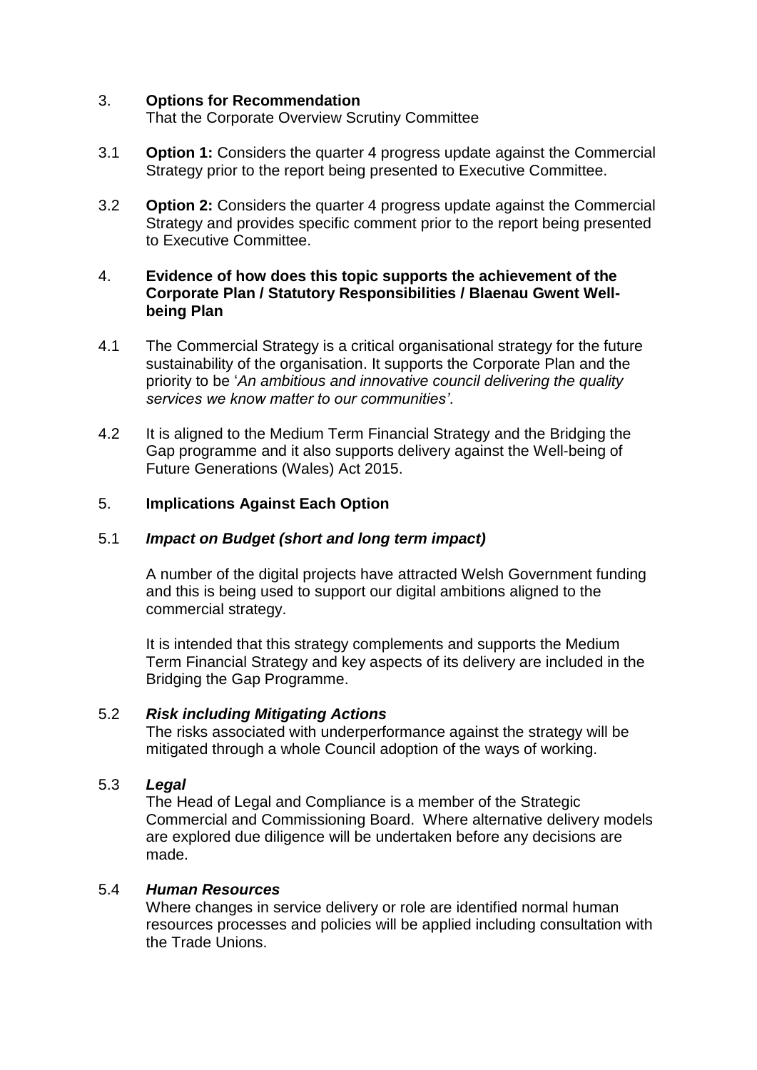## 3. Options for Recommendation

That the Corporate Overview Scrutiny Committee

3.1 **Option 1:** Considers the quarter 4 progress update against the Commercial Strategy prior to the report being presented to Executive Committee.

3.2 **Option 2:** Considers the quarter 4 progress update against the Commercial Strategy and provides specific comment prior to the report being presented to Executive Committee.

## 4. Evidence of how does this topic supports the achievement of the Corporate Plan / Statutory Responsibilities / Blaenau Gwent Well-being Plan

4.1 The Commercial Strategy is a critical organisational strategy for the future sustainability of the organisation. It supports the Corporate Plan and the priority to be '*An ambitious and innovative council delivering the quality services we know matter to our communities'*.

4.2 It is aligned to the Medium Term Financial Strategy and the Bridging the Gap programme and it also supports delivery against the Well-being of Future Generations (Wales) Act 2015.

## 5. Implications Against Each Option

### 5.1 *Impact on Budget (short and long term impact)*

A number of the digital projects have attracted Welsh Government funding and this is being used to support our digital ambitions aligned to the commercial strategy.

It is intended that this strategy complements and supports the Medium Term Financial Strategy and key aspects of its delivery are included in the Bridging the Gap Programme.

### 5.2 *Risk including Mitigating Actions*

The risks associated with underperformance against the strategy will be mitigated through a whole Council adoption of the ways of working.

### 5.3 *Legal*

The Head of Legal and Compliance is a member of the Strategic Commercial and Commissioning Board. Where alternative delivery models are explored due diligence will be undertaken before any decisions are made.

### 5.4 *Human Resources*

Where changes in service delivery or role are identified normal human resources processes and policies will be applied including consultation with the Trade Unions.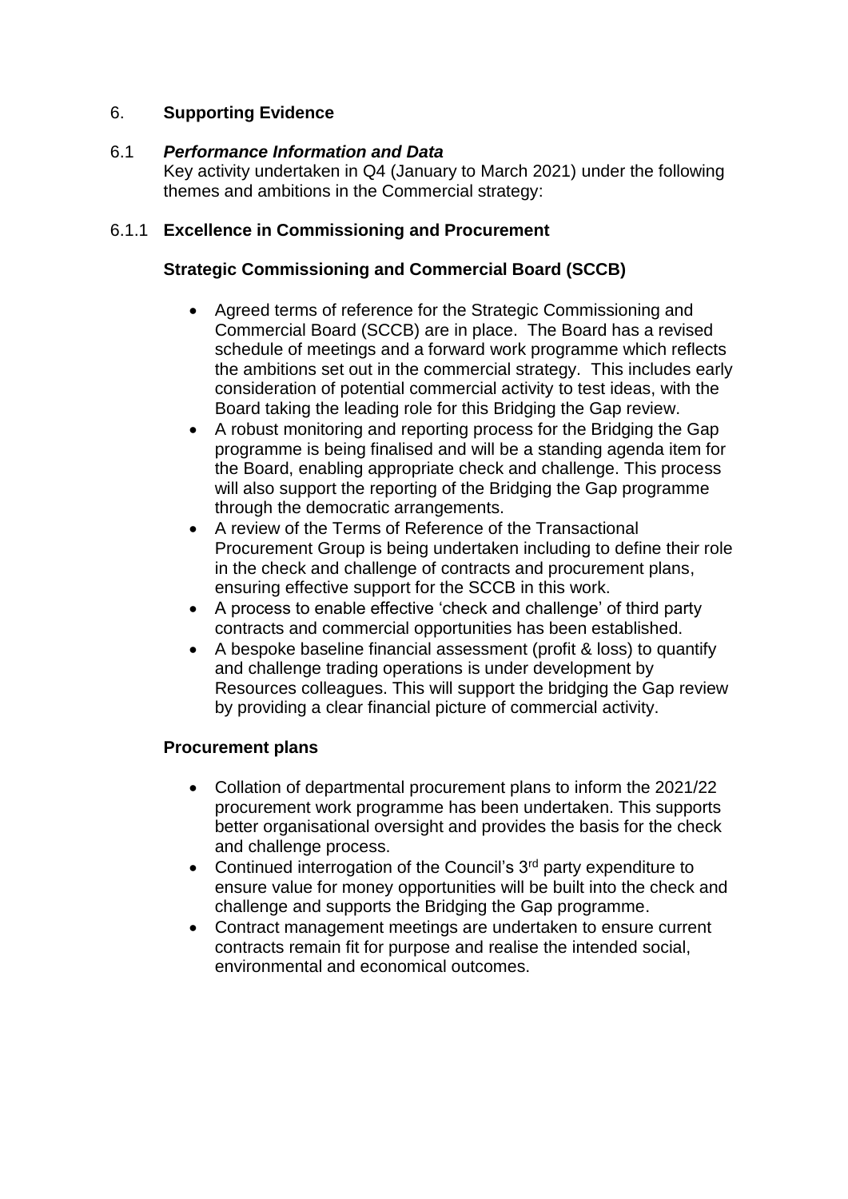## 6. **Supporting Evidence**

### 6.1 ***Performance Information and Data***

Key activity undertaken in Q4 (January to March 2021) under the following themes and ambitions in the Commercial strategy:

#### 6.1.1 **Excellence in Commissioning and Procurement**

**Strategic Commissioning and Commercial Board (SCCB)**

- Agreed terms of reference for the Strategic Commissioning and Commercial Board (SCCB) are in place. The Board has a revised schedule of meetings and a forward work programme which reflects the ambitions set out in the commercial strategy. This includes early consideration of potential commercial activity to test ideas, with the Board taking the leading role for this Bridging the Gap review.
- A robust monitoring and reporting process for the Bridging the Gap programme is being finalised and will be a standing agenda item for the Board, enabling appropriate check and challenge. This process will also support the reporting of the Bridging the Gap programme through the democratic arrangements.
- A review of the Terms of Reference of the Transactional Procurement Group is being undertaken including to define their role in the check and challenge of contracts and procurement plans, ensuring effective support for the SCCB in this work.
- A process to enable effective 'check and challenge' of third party contracts and commercial opportunities has been established.
- A bespoke baseline financial assessment (profit & loss) to quantify and challenge trading operations is under development by Resources colleagues. This will support the bridging the Gap review by providing a clear financial picture of commercial activity.

**Procurement plans**

- Collation of departmental procurement plans to inform the 2021/22 procurement work programme has been undertaken. This supports better organisational oversight and provides the basis for the check and challenge process.
- Continued interrogation of the Council's 3rd party expenditure to ensure value for money opportunities will be built into the check and challenge and supports the Bridging the Gap programme.
- Contract management meetings are undertaken to ensure current contracts remain fit for purpose and realise the intended social, environmental and economical outcomes.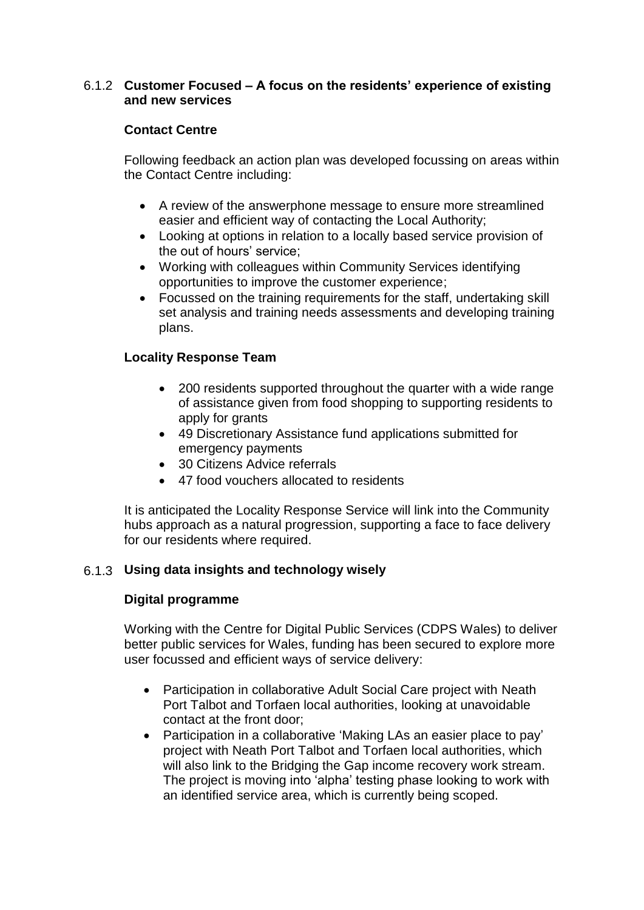### 6.1.2 Customer Focused – A focus on the residents' experience of existing and new services

**Contact Centre**

Following feedback an action plan was developed focussing on areas within the Contact Centre including:

- A review of the answerphone message to ensure more streamlined easier and efficient way of contacting the Local Authority;
- Looking at options in relation to a locally based service provision of the out of hours' service;
- Working with colleagues within Community Services identifying opportunities to improve the customer experience;
- Focussed on the training requirements for the staff, undertaking skill set analysis and training needs assessments and developing training plans.

**Locality Response Team**

- 200 residents supported throughout the quarter with a wide range of assistance given from food shopping to supporting residents to apply for grants
- 49 Discretionary Assistance fund applications submitted for emergency payments
- 30 Citizens Advice referrals
- 47 food vouchers allocated to residents

It is anticipated the Locality Response Service will link into the Community hubs approach as a natural progression, supporting a face to face delivery for our residents where required.

### 6.1.3 Using data insights and technology wisely

**Digital programme**

Working with the Centre for Digital Public Services (CDPS Wales) to deliver better public services for Wales, funding has been secured to explore more user focussed and efficient ways of service delivery:

- Participation in collaborative Adult Social Care project with Neath Port Talbot and Torfaen local authorities, looking at unavoidable contact at the front door;
- Participation in a collaborative 'Making LAs an easier place to pay' project with Neath Port Talbot and Torfaen local authorities, which will also link to the Bridging the Gap income recovery work stream. The project is moving into 'alpha' testing phase looking to work with an identified service area, which is currently being scoped.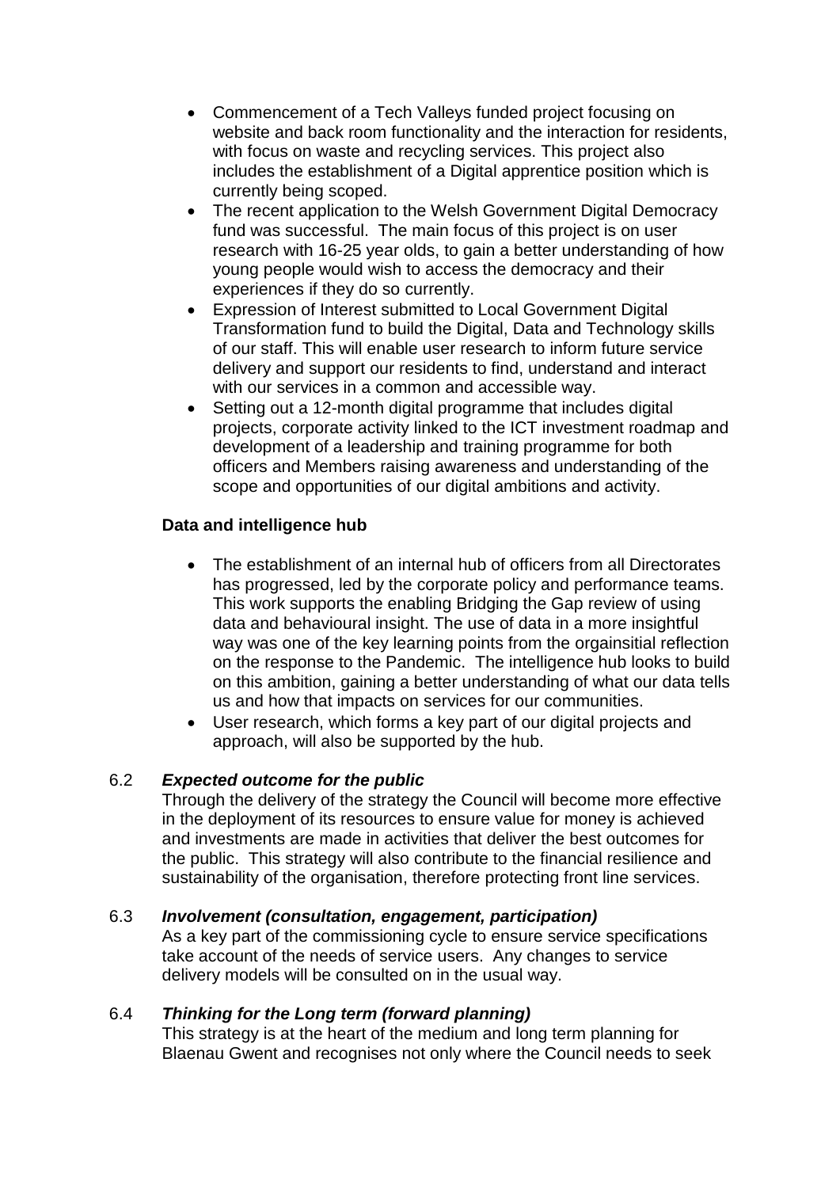- Commencement of a Tech Valleys funded project focusing on website and back room functionality and the interaction for residents, with focus on waste and recycling services. This project also includes the establishment of a Digital apprentice position which is currently being scoped.
- The recent application to the Welsh Government Digital Democracy fund was successful. The main focus of this project is on user research with 16-25 year olds, to gain a better understanding of how young people would wish to access the democracy and their experiences if they do so currently.
- Expression of Interest submitted to Local Government Digital Transformation fund to build the Digital, Data and Technology skills of our staff. This will enable user research to inform future service delivery and support our residents to find, understand and interact with our services in a common and accessible way.
- Setting out a 12-month digital programme that includes digital projects, corporate activity linked to the ICT investment roadmap and development of a leadership and training programme for both officers and Members raising awareness and understanding of the scope and opportunities of our digital ambitions and activity.

**Data and intelligence hub**

- The establishment of an internal hub of officers from all Directorates has progressed, led by the corporate policy and performance teams. This work supports the enabling Bridging the Gap review of using data and behavioural insight. The use of data in a more insightful way was one of the key learning points from the orgainsitial reflection on the response to the Pandemic. The intelligence hub looks to build on this ambition, gaining a better understanding of what our data tells us and how that impacts on services for our communities.
- User research, which forms a key part of our digital projects and approach, will also be supported by the hub.

6.2 ***Expected outcome for the public***
Through the delivery of the strategy the Council will become more effective in the deployment of its resources to ensure value for money is achieved and investments are made in activities that deliver the best outcomes for the public. This strategy will also contribute to the financial resilience and sustainability of the organisation, therefore protecting front line services.

6.3 ***Involvement (consultation, engagement, participation)***
As a key part of the commissioning cycle to ensure service specifications take account of the needs of service users. Any changes to service delivery models will be consulted on in the usual way.

6.4 ***Thinking for the Long term (forward planning)***
This strategy is at the heart of the medium and long term planning for Blaenau Gwent and recognises not only where the Council needs to seek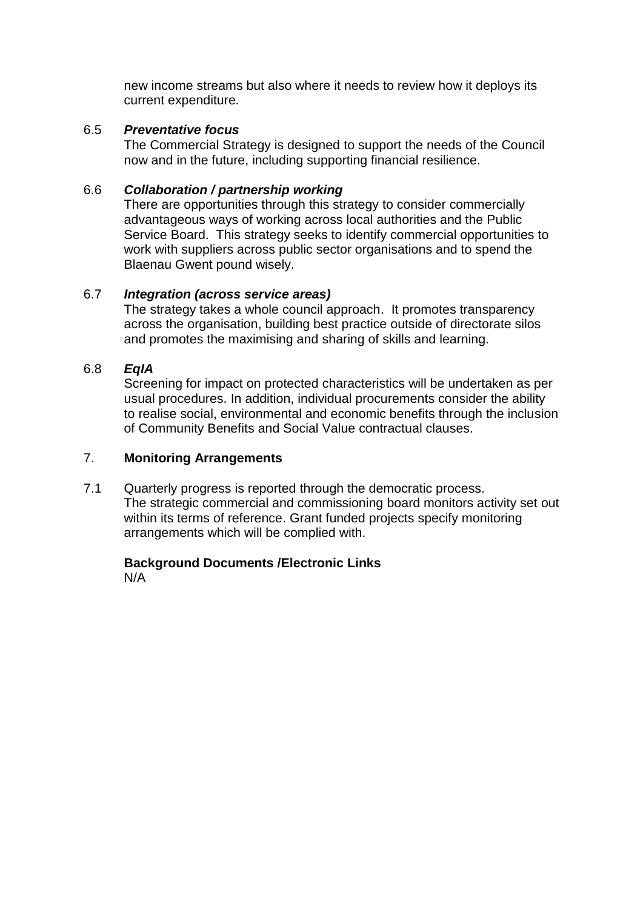new income streams but also where it needs to review how it deploys its current expenditure.

6.5 ***Preventative focus***
The Commercial Strategy is designed to support the needs of the Council now and in the future, including supporting financial resilience.

6.6 ***Collaboration / partnership working***
There are opportunities through this strategy to consider commercially advantageous ways of working across local authorities and the Public Service Board. This strategy seeks to identify commercial opportunities to work with suppliers across public sector organisations and to spend the Blaenau Gwent pound wisely.

6.7 ***Integration (across service areas)***
The strategy takes a whole council approach. It promotes transparency across the organisation, building best practice outside of directorate silos and promotes the maximising and sharing of skills and learning.

6.8 ***EqIA***
Screening for impact on protected characteristics will be undertaken as per usual procedures. In addition, individual procurements consider the ability to realise social, environmental and economic benefits through the inclusion of Community Benefits and Social Value contractual clauses.

## 7. Monitoring Arrangements

7.1 Quarterly progress is reported through the democratic process.
The strategic commercial and commissioning board monitors activity set out within its terms of reference. Grant funded projects specify monitoring arrangements which will be complied with.

**Background Documents /Electronic Links**
N/A